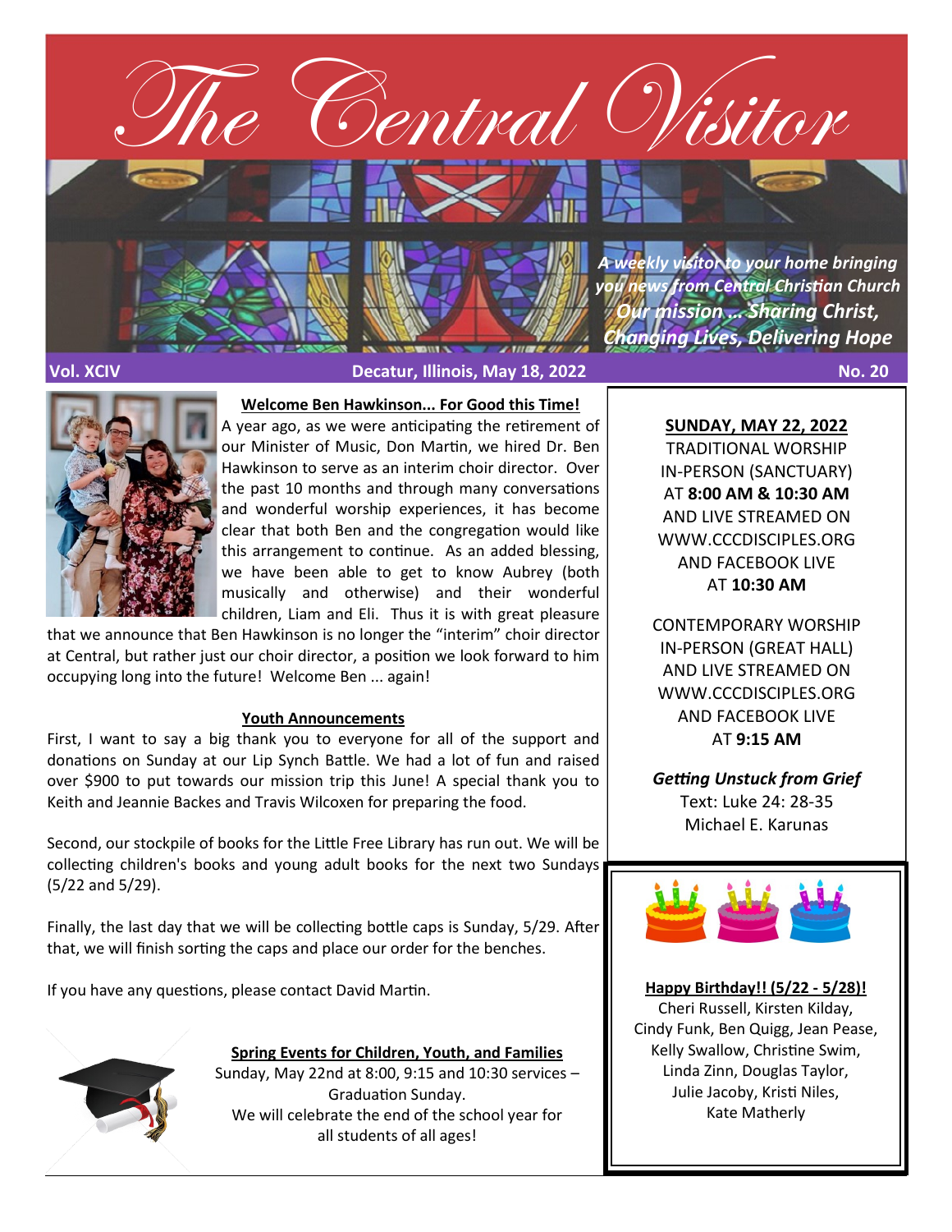# The Central Visitor

*A weekly visitor to your home bringing you news from Central Christian Church*
*Our mission ... Sharing Christ, Changing Lives, Delivering Hope*

**Vol. XCIV** — **Decatur, Illinois, May 18, 2022** — **No. 20**

## Welcome Ben Hawkinson... For Good this Time!

A year ago, as we were anticipating the retirement of our Minister of Music, Don Martin, we hired Dr. Ben Hawkinson to serve as an interim choir director. Over the past 10 months and through many conversations and wonderful worship experiences, it has become clear that both Ben and the congregation would like this arrangement to continue. As an added blessing, we have been able to get to know Aubrey (both musically and otherwise) and their wonderful children, Liam and Eli. Thus it is with great pleasure that we announce that Ben Hawkinson is no longer the "interim" choir director at Central, but rather just our choir director, a position we look forward to him occupying long into the future! Welcome Ben ... again!

## Youth Announcements

First, I want to say a big thank you to everyone for all of the support and donations on Sunday at our Lip Synch Battle. We had a lot of fun and raised over $900 to put towards our mission trip this June! A special thank you to Keith and Jeannie Backes and Travis Wilcoxen for preparing the food.

Second, our stockpile of books for the Little Free Library has run out. We will be collecting children's books and young adult books for the next two Sundays (5/22 and 5/29).

Finally, the last day that we will be collecting bottle caps is Sunday, 5/29. After that, we will finish sorting the caps and place our order for the benches.

If you have any questions, please contact David Martin.

## Spring Events for Children, Youth, and Families

Sunday, May 22nd at 8:00, 9:15 and 10:30 services – Graduation Sunday.
We will celebrate the end of the school year for all students of all ages!

---

**SUNDAY, MAY 22, 2022**

TRADITIONAL WORSHIP
IN-PERSON (SANCTUARY)
AT **8:00 AM & 10:30 AM**
AND LIVE STREAMED ON
WWW.CCCDISCIPLES.ORG
AND FACEBOOK LIVE
AT **10:30 AM**

CONTEMPORARY WORSHIP
IN-PERSON (GREAT HALL)
AND LIVE STREAMED ON
WWW.CCCDISCIPLES.ORG
AND FACEBOOK LIVE
AT **9:15 AM**

***Getting Unstuck from Grief***
Text: Luke 24: 28-35
Michael E. Karunas

---

**Happy Birthday!! (5/22 - 5/28)!**

Cheri Russell, Kirsten Kilday, Cindy Funk, Ben Quigg, Jean Pease, Kelly Swallow, Christine Swim, Linda Zinn, Douglas Taylor, Julie Jacoby, Kristi Niles, Kate Matherly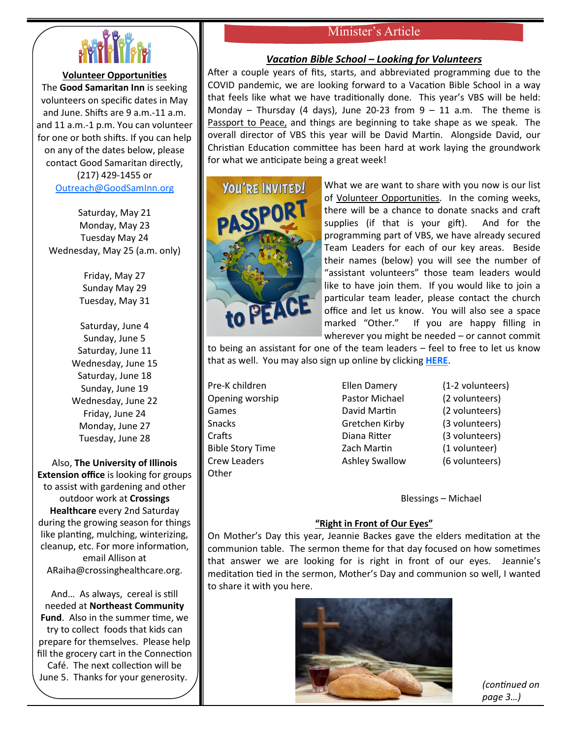**Volunteer Opportunities**

The **Good Samaritan Inn** is seeking volunteers on specific dates in May and June. Shifts are 9 a.m.-11 a.m. and 11 a.m.-1 p.m. You can volunteer for one or both shifts. If you can help on any of the dates below, please contact Good Samaritan directly, (217) 429-1455 or Outreach@GoodSamInn.org

Saturday, May 21
Monday, May 23
Tuesday May 24
Wednesday, May 25 (a.m. only)

Friday, May 27
Sunday May 29
Tuesday, May 31

Saturday, June 4
Sunday, June 5
Saturday, June 11
Wednesday, June 15
Saturday, June 18
Sunday, June 19
Wednesday, June 22
Friday, June 24
Monday, June 27
Tuesday, June 28

Also, **The University of Illinois Extension office** is looking for groups to assist with gardening and other outdoor work at **Crossings Healthcare** every 2nd Saturday during the growing season for things like planting, mulching, winterizing, cleanup, etc. For more information, email Allison at ARaiha@crossinghealthcare.org.

And… As always, cereal is still needed at **Northeast Community Fund**. Also in the summer time, we try to collect foods that kids can prepare for themselves. Please help fill the grocery cart in the Connection Café. The next collection will be June 5. Thanks for your generosity.

## Minister's Article

### *Vacation Bible School – Looking for Volunteers*

After a couple years of fits, starts, and abbreviated programming due to the COVID pandemic, we are looking forward to a Vacation Bible School in a way that feels like what we have traditionally done. This year's VBS will be held: Monday – Thursday (4 days), June 20-23 from 9 – 11 a.m. The theme is Passport to Peace, and things are beginning to take shape as we speak. The overall director of VBS this year will be David Martin. Alongside David, our Christian Education committee has been hard at work laying the groundwork for what we anticipate being a great week!

What we are want to share with you now is our list of Volunteer Opportunities. In the coming weeks, there will be a chance to donate snacks and craft supplies (if that is your gift). And for the programming part of VBS, we have already secured Team Leaders for each of our key areas. Beside their names (below) you will see the number of "assistant volunteers" those team leaders would like to have join them. If you would like to join a particular team leader, please contact the church office and let us know. You will also see a space marked "Other." If you are happy filling in wherever you might be needed – or cannot commit to being an assistant for one of the team leaders – feel to free to let us know that as well. You may also sign up online by clicking **HERE**.

| | | |
|---|---|---|
| Pre-K children | Ellen Damery | (1-2 volunteers) |
| Opening worship | Pastor Michael | (2 volunteers) |
| Games | David Martin | (2 volunteers) |
| Snacks | Gretchen Kirby | (3 volunteers) |
| Crafts | Diana Ritter | (3 volunteers) |
| Bible Story Time | Zach Martin | (1 volunteer) |
| Crew Leaders | Ashley Swallow | (6 volunteers) |
| Other | | |

Blessings – Michael

### "Right in Front of Our Eyes"

On Mother's Day this year, Jeannie Backes gave the elders meditation at the communion table. The sermon theme for that day focused on how sometimes that answer we are looking for is right in front of our eyes. Jeannie's meditation tied in the sermon, Mother's Day and communion so well, I wanted to share it with you here.

*(continued on page 3…)*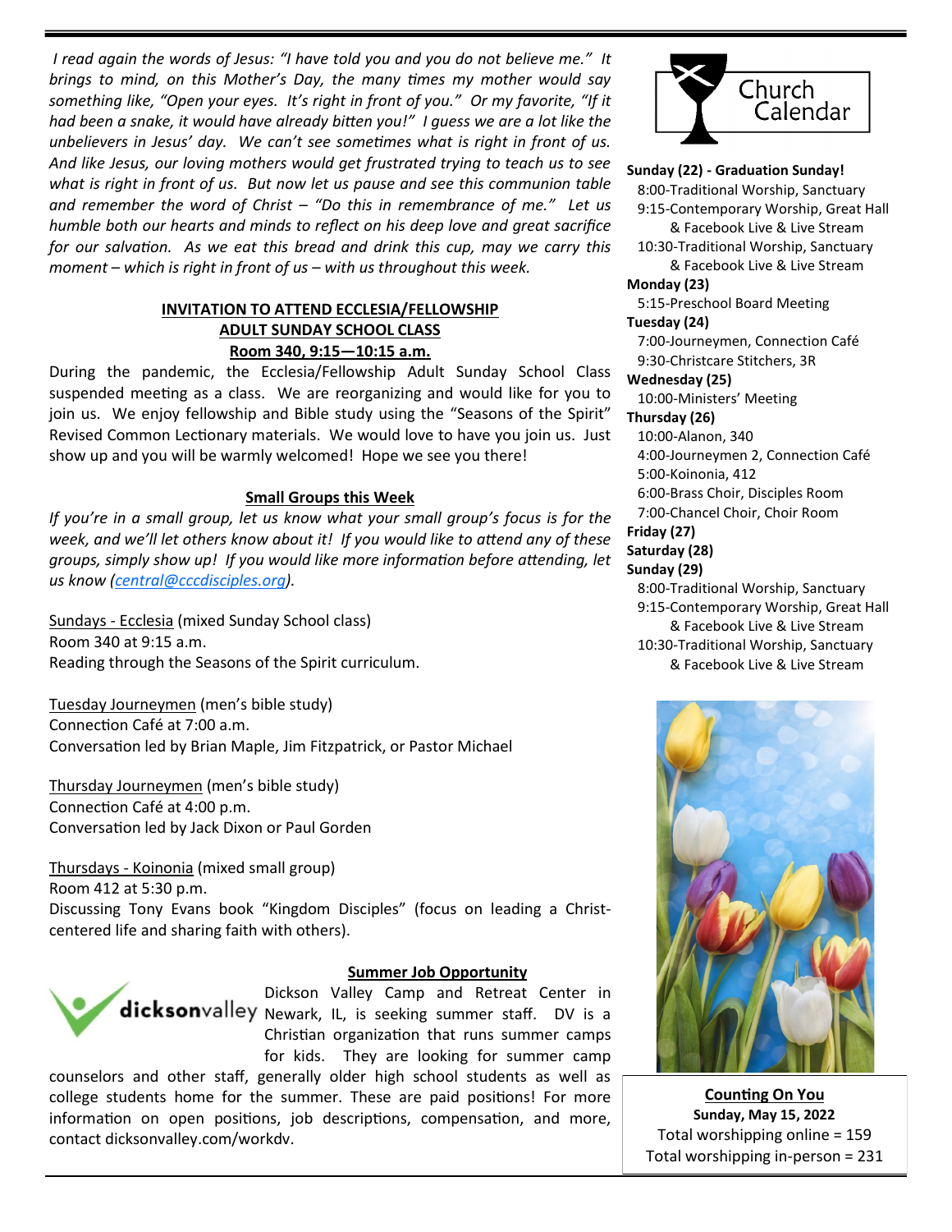*I read again the words of Jesus: "I have told you and you do not believe me." It brings to mind, on this Mother's Day, the many times my mother would say something like, "Open your eyes. It's right in front of you." Or my favorite, "If it had been a snake, it would have already bitten you!" I guess we are a lot like the unbelievers in Jesus' day. We can't see sometimes what is right in front of us. And like Jesus, our loving mothers would get frustrated trying to teach us to see what is right in front of us. But now let us pause and see this communion table and remember the word of Christ – "Do this in remembrance of me." Let us humble both our hearts and minds to reflect on his deep love and great sacrifice for our salvation. As we eat this bread and drink this cup, may we carry this moment – which is right in front of us – with us throughout this week.*

**INVITATION TO ATTEND ECCLESIA/FELLOWSHIP ADULT SUNDAY SCHOOL CLASS**
**Room 340, 9:15—10:15 a.m.**

During the pandemic, the Ecclesia/Fellowship Adult Sunday School Class suspended meeting as a class. We are reorganizing and would like for you to join us. We enjoy fellowship and Bible study using the "Seasons of the Spirit" Revised Common Lectionary materials. We would love to have you join us. Just show up and you will be warmly welcomed! Hope we see you there!

**Small Groups this Week**

*If you're in a small group, let us know what your small group's focus is for the week, and we'll let others know about it! If you would like to attend any of these groups, simply show up! If you would like more information before attending, let us know (central@cccdisciples.org).*

Sundays - Ecclesia (mixed Sunday School class)
Room 340 at 9:15 a.m.
Reading through the Seasons of the Spirit curriculum.

Tuesday Journeymen (men's bible study)
Connection Café at 7:00 a.m.
Conversation led by Brian Maple, Jim Fitzpatrick, or Pastor Michael

Thursday Journeymen (men's bible study)
Connection Café at 4:00 p.m.
Conversation led by Jack Dixon or Paul Gorden

Thursdays - Koinonia (mixed small group)
Room 412 at 5:30 p.m.
Discussing Tony Evans book "Kingdom Disciples" (focus on leading a Christ-centered life and sharing faith with others).

**Summer Job Opportunity**

dicksonvalley

Dickson Valley Camp and Retreat Center in Newark, IL, is seeking summer staff. DV is a Christian organization that runs summer camps for kids. They are looking for summer camp counselors and other staff, generally older high school students as well as college students home for the summer. These are paid positions! For more information on open positions, job descriptions, compensation, and more, contact dicksonvalley.com/workdv.

## Church Calendar

**Sunday (22) - Graduation Sunday!**
- 8:00-Traditional Worship, Sanctuary
- 9:15-Contemporary Worship, Great Hall & Facebook Live & Live Stream
- 10:30-Traditional Worship, Sanctuary & Facebook Live & Live Stream

**Monday (23)**
- 5:15-Preschool Board Meeting

**Tuesday (24)**
- 7:00-Journeymen, Connection Café
- 9:30-Christcare Stitchers, 3R

**Wednesday (25)**
- 10:00-Ministers' Meeting

**Thursday (26)**
- 10:00-Alanon, 340
- 4:00-Journeymen 2, Connection Café
- 5:00-Koinonia, 412
- 6:00-Brass Choir, Disciples Room
- 7:00-Chancel Choir, Choir Room

**Friday (27)**

**Saturday (28)**

**Sunday (29)**
- 8:00-Traditional Worship, Sanctuary
- 9:15-Contemporary Worship, Great Hall & Facebook Live & Live Stream
- 10:30-Traditional Worship, Sanctuary & Facebook Live & Live Stream

**Counting On You**
**Sunday, May 15, 2022**
Total worshipping online = 159
Total worshipping in-person = 231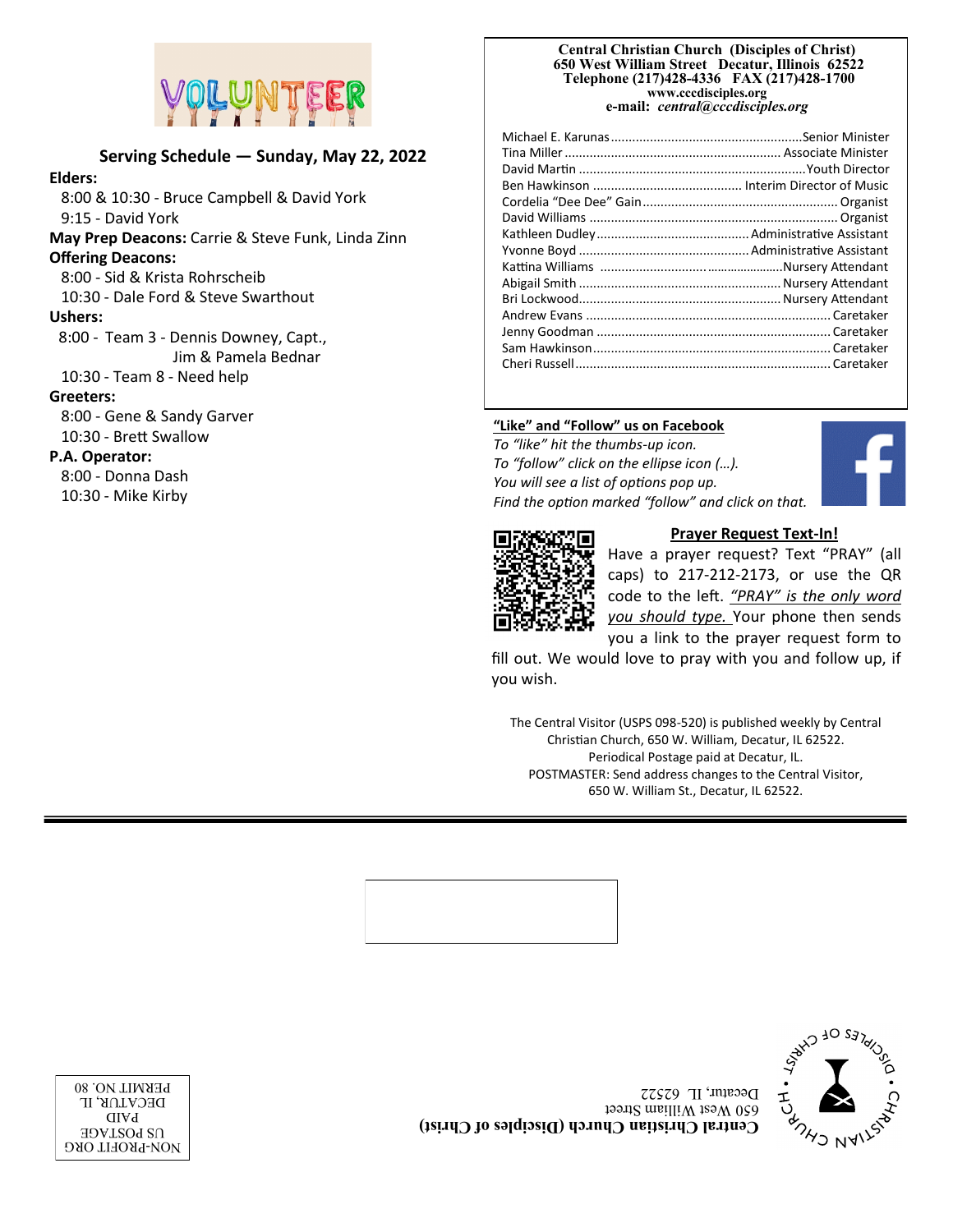VOLUNTEER

## Serving Schedule — Sunday, May 22, 2022

**Elders:**
8:00 & 10:30 - Bruce Campbell & David York
9:15 - David York

**May Prep Deacons:** Carrie & Steve Funk, Linda Zinn

**Offering Deacons:**
8:00 - Sid & Krista Rohrscheib
10:30 - Dale Ford & Steve Swarthout

**Ushers:**
8:00 - Team 3 - Dennis Downey, Capt., Jim & Pamela Bednar
10:30 - Team 8 - Need help

**Greeters:**
8:00 - Gene & Sandy Garver
10:30 - Brett Swallow

**P.A. Operator:**
8:00 - Donna Dash
10:30 - Mike Kirby

**Central Christian Church (Disciples of Christ)**
**650 West William Street Decatur, Illinois 62522**
**Telephone (217)428-4336 FAX (217)428-1700**
**www.cccdisciples.org**
**e-mail:** ***central@cccdisciples.org***

| | |
|---|---|
| Michael E. Karunas | Senior Minister |
| Tina Miller | Associate Minister |
| David Martin | Youth Director |
| Ben Hawkinson | Interim Director of Music |
| Cordelia “Dee Dee” Gain | Organist |
| David Williams | Organist |
| Kathleen Dudley | Administrative Assistant |
| Yvonne Boyd | Administrative Assistant |
| Kattina Williams | Nursery Attendant |
| Abigail Smith | Nursery Attendant |
| Bri Lockwood | Nursery Attendant |
| Andrew Evans | Caretaker |
| Jenny Goodman | Caretaker |
| Sam Hawkinson | Caretaker |
| Cheri Russell | Caretaker |

**“Like” and “Follow” us on Facebook**

*To “like” hit the thumbs-up icon.*
*To “follow” click on the ellipse icon (…).*
*You will see a list of options pop up.*
*Find the option marked “follow” and click on that.*

**Prayer Request Text-In!**

Have a prayer request? Text “PRAY” (all caps) to 217-212-2173, or use the QR code to the left. *“PRAY” is the only word you should type.* Your phone then sends you a link to the prayer request form to fill out. We would love to pray with you and follow up, if you wish.

The Central Visitor (USPS 098-520) is published weekly by Central Christian Church, 650 W. William, Decatur, IL 62522.
Periodical Postage paid at Decatur, IL.
POSTMASTER: Send address changes to the Central Visitor, 650 W. William St., Decatur, IL 62522.

---

NON-PROFIT ORG
US POSTAGE
PAID
DECATUR, IL
PERMIT NO. 80

**Central Christian Church (Disciples of Christ)**
650 West William Street
Decatur, IL 62522

CHRISTIAN CHURCH • DISCIPLES OF CHRIST •